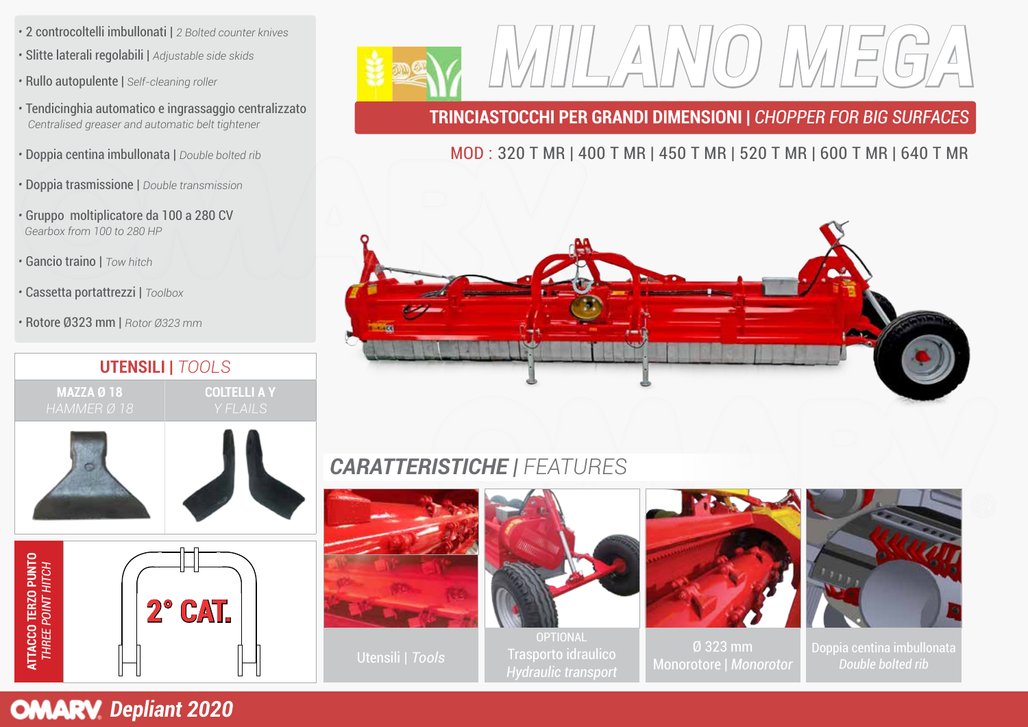# MILANO MEGA

## TRINCIASTOCCHI PER GRANDI DIMENSIONI | *CHOPPER FOR BIG SURFACES*

MOD : 320 T MR | 400 T MR | 450 T MR | 520 T MR | 600 T MR | 640 T MR

- 2 controcoltelli imbullonati | *2 Bolted counter knives*
- Slitte laterali regolabili | *Adjustable side skids*
- Rullo autopulente | *Self-cleaning roller*
- Tendicinghia automatico e ingrassaggio centralizzato *Centralised greaser and automatic belt tightener*
- Doppia centina imbullonata | *Double bolted rib*
- Doppia trasmissione | *Double transmission*
- Gruppo moltiplicatore da 100 a 280 CV *Gearbox from 100 to 280 HP*
- Gancio traino | *Tow hitch*
- Cassetta portattrezzi | *Toolbox*
- Rotore Ø323 mm | *Rotor Ø323 mm*

## UTENSILI | *TOOLS*

| MAZZA Ø 18 *HAMMER Ø 18* | COLTELLI A Y *Y FLAILS* |
|---|---|

**ATTACCO TERZO PUNTO** *THREE POINT HITCH*

2° CAT.

## CARATTERISTICHE | *FEATURES*

Utensili | *Tools*

OPTIONAL
Trasporto idraulico
*Hydraulic transport*

Ø 323 mm
Monorotore | *Monorotor*

Doppia centina imbullonata
*Double bolted rib*

OMARV *Depliant 2020*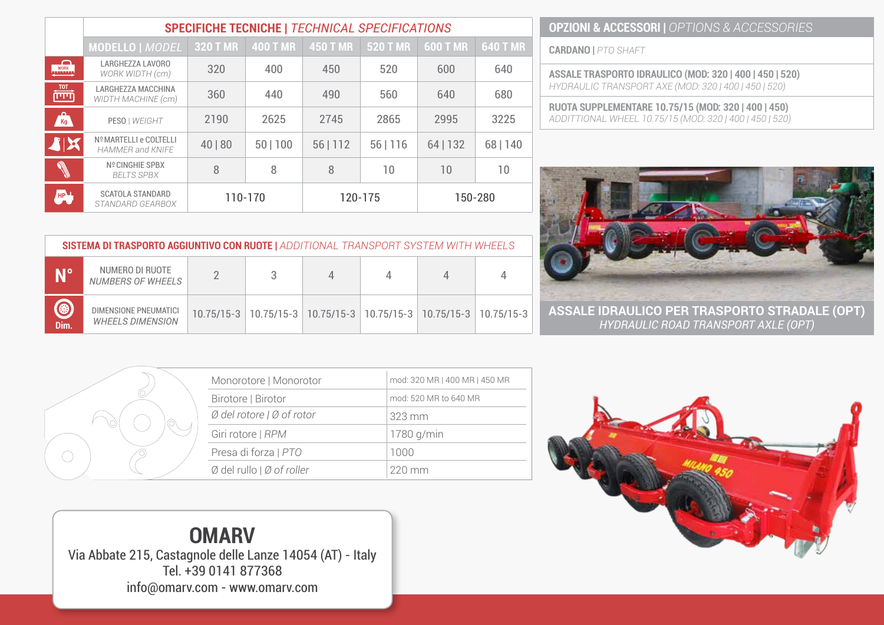## SPECIFICHE TECNICHE | *TECHNICAL SPECIFICATIONS*

| MODELLO \| *MODEL* | 320 T MR | 400 T MR | 450 T MR | 520 T MR | 600 T MR | 640 T MR |
|---|---|---|---|---|---|---|
| LARGHEZZA LAVORO *WORK WIDTH (cm)* | 320 | 400 | 450 | 520 | 600 | 640 |
| LARGHEZZA MACCHINA *WIDTH MACHINE (cm)* | 360 | 440 | 490 | 560 | 640 | 680 |
| PESO \| *WEIGHT* | 2190 | 2625 | 2745 | 2865 | 2995 | 3225 |
| Nº MARTELLI e COLTELLI *HAMMER and KNIFE* | 40 \| 80 | 50 \| 100 | 56 \| 112 | 56 \| 116 | 64 \| 132 | 68 \| 140 |
| Nº CINGHIE SPBX *BELTS SPBX* | 8 | 8 | 8 | 10 | 10 | 10 |
| SCATOLA STANDARD *STANDARD GEARBOX* | 110-170 | | 120-175 | | 150-280 | |

## SISTEMA DI TRASPORTO AGGIUNTIVO CON RUOTE | *ADDITIONAL TRANSPORT SYSTEM WITH WHEELS*

| | | | | | | |
|---|---|---|---|---|---|---|
| NUMERO DI RUOTE *NUMBERS OF WHEELS* | 2 | 3 | 4 | 4 | 4 | 4 |
| DIMENSIONE PNEUMATICI *WHEELS DIMENSION* | 10.75/15-3 | 10.75/15-3 | 10.75/15-3 | 10.75/15-3 | 10.75/15-3 | 10.75/15-3 |

## OPZIONI & ACCESSORI | *OPTIONS & ACCESSORIES*

**CARDANO** | *PTO SHAFT*

**ASSALE TRASPORTO IDRAULICO (MOD: 320 | 400 | 450 | 520)**
*HYDRAULIC TRANSPORT AXE (MOD: 320 | 400 | 450 | 520)*

**RUOTA SUPPLEMENTARE 10.75/15 (MOD: 320 | 400 | 450)**
*ADDITTIONAL WHEEL 10.75/15 (MOD: 320 | 400 | 450 | 520)*

**ASSALE IDRAULICO PER TRASPORTO STRADALE (OPT)**
*HYDRAULIC ROAD TRANSPORT AXLE (OPT)*

| | |
|---|---|
| Monorotore \| Monorotor | mod: 320 MR \| 400 MR \| 450 MR |
| Birotore \| Birotor | mod: 520 MR to 640 MR |
| *Ø del rotore \| Ø of rotor* | 323 mm |
| Giri rotore \| *RPM* | 1780 g/min |
| Presa di forza \| *PTO* | 1000 |
| Ø del rullo \| *Ø of roller* | 220 mm |

**OMARV**
Via Abbate 215, Castagnole delle Lanze 14054 (AT) - Italy
Tel. +39 0141 877368
info@omarv.com - www.omarv.com